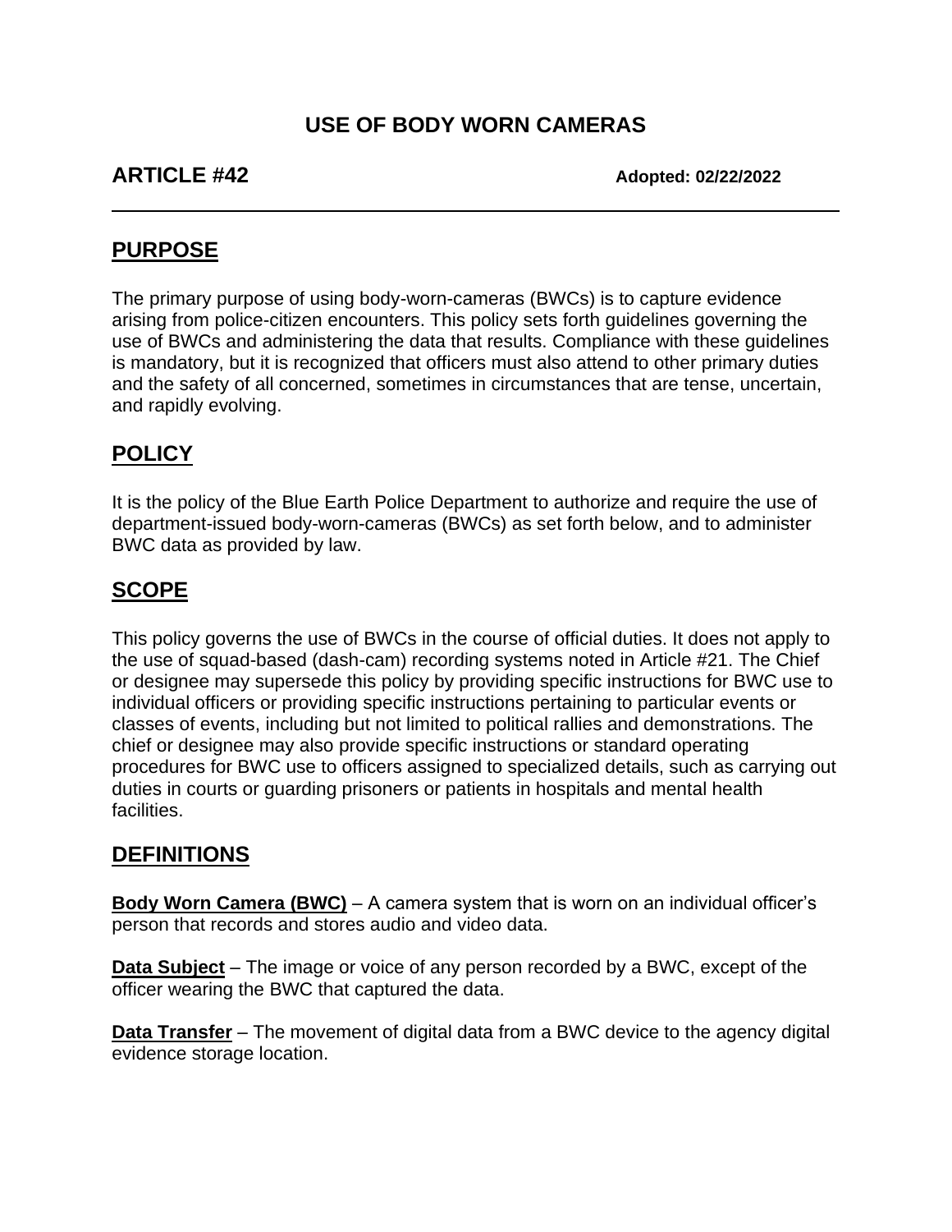# USE OF BODY WORN CAMERAS

**ARTICLE #42** **Adopted: 02/22/2022**

---

## PURPOSE

The primary purpose of using body-worn-cameras (BWCs) is to capture evidence arising from police-citizen encounters. This policy sets forth guidelines governing the use of BWCs and administering the data that results. Compliance with these guidelines is mandatory, but it is recognized that officers must also attend to other primary duties and the safety of all concerned, sometimes in circumstances that are tense, uncertain, and rapidly evolving.

## POLICY

It is the policy of the Blue Earth Police Department to authorize and require the use of department-issued body-worn-cameras (BWCs) as set forth below, and to administer BWC data as provided by law.

## SCOPE

This policy governs the use of BWCs in the course of official duties. It does not apply to the use of squad-based (dash-cam) recording systems noted in Article #21. The Chief or designee may supersede this policy by providing specific instructions for BWC use to individual officers or providing specific instructions pertaining to particular events or classes of events, including but not limited to political rallies and demonstrations. The chief or designee may also provide specific instructions or standard operating procedures for BWC use to officers assigned to specialized details, such as carrying out duties in courts or guarding prisoners or patients in hospitals and mental health facilities.

## DEFINITIONS

**Body Worn Camera (BWC)** – A camera system that is worn on an individual officer's person that records and stores audio and video data.

**Data Subject** – The image or voice of any person recorded by a BWC, except of the officer wearing the BWC that captured the data.

**Data Transfer** – The movement of digital data from a BWC device to the agency digital evidence storage location.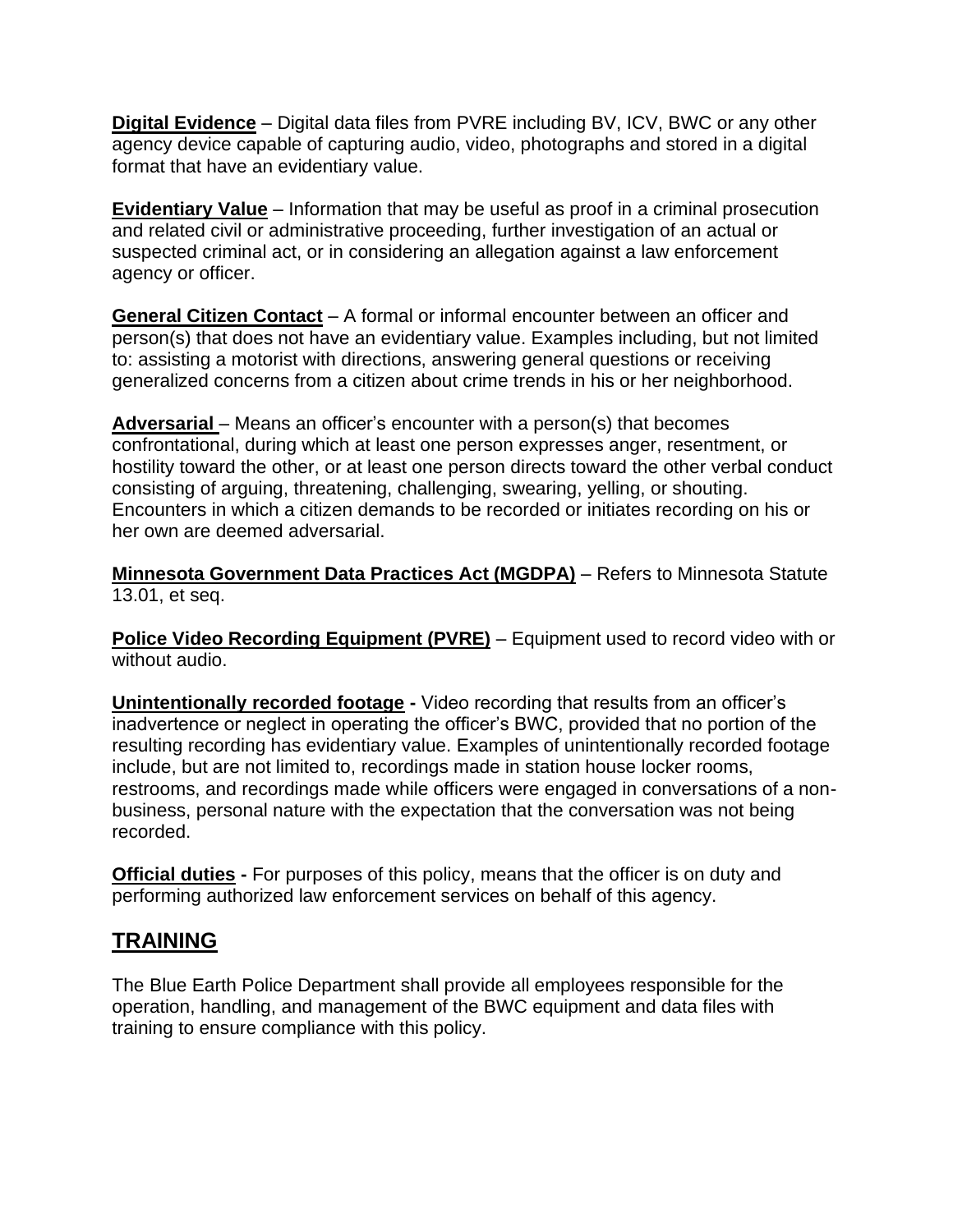**Digital Evidence** – Digital data files from PVRE including BV, ICV, BWC or any other agency device capable of capturing audio, video, photographs and stored in a digital format that have an evidentiary value.

**Evidentiary Value** – Information that may be useful as proof in a criminal prosecution and related civil or administrative proceeding, further investigation of an actual or suspected criminal act, or in considering an allegation against a law enforcement agency or officer.

**General Citizen Contact** – A formal or informal encounter between an officer and person(s) that does not have an evidentiary value. Examples including, but not limited to: assisting a motorist with directions, answering general questions or receiving generalized concerns from a citizen about crime trends in his or her neighborhood.

**Adversarial** – Means an officer's encounter with a person(s) that becomes confrontational, during which at least one person expresses anger, resentment, or hostility toward the other, or at least one person directs toward the other verbal conduct consisting of arguing, threatening, challenging, swearing, yelling, or shouting. Encounters in which a citizen demands to be recorded or initiates recording on his or her own are deemed adversarial.

**Minnesota Government Data Practices Act (MGDPA)** – Refers to Minnesota Statute 13.01, et seq.

**Police Video Recording Equipment (PVRE)** – Equipment used to record video with or without audio.

**Unintentionally recorded footage -** Video recording that results from an officer's inadvertence or neglect in operating the officer's BWC, provided that no portion of the resulting recording has evidentiary value. Examples of unintentionally recorded footage include, but are not limited to, recordings made in station house locker rooms, restrooms, and recordings made while officers were engaged in conversations of a non-business, personal nature with the expectation that the conversation was not being recorded.

**Official duties -** For purposes of this policy, means that the officer is on duty and performing authorized law enforcement services on behalf of this agency.

## TRAINING

The Blue Earth Police Department shall provide all employees responsible for the operation, handling, and management of the BWC equipment and data files with training to ensure compliance with this policy.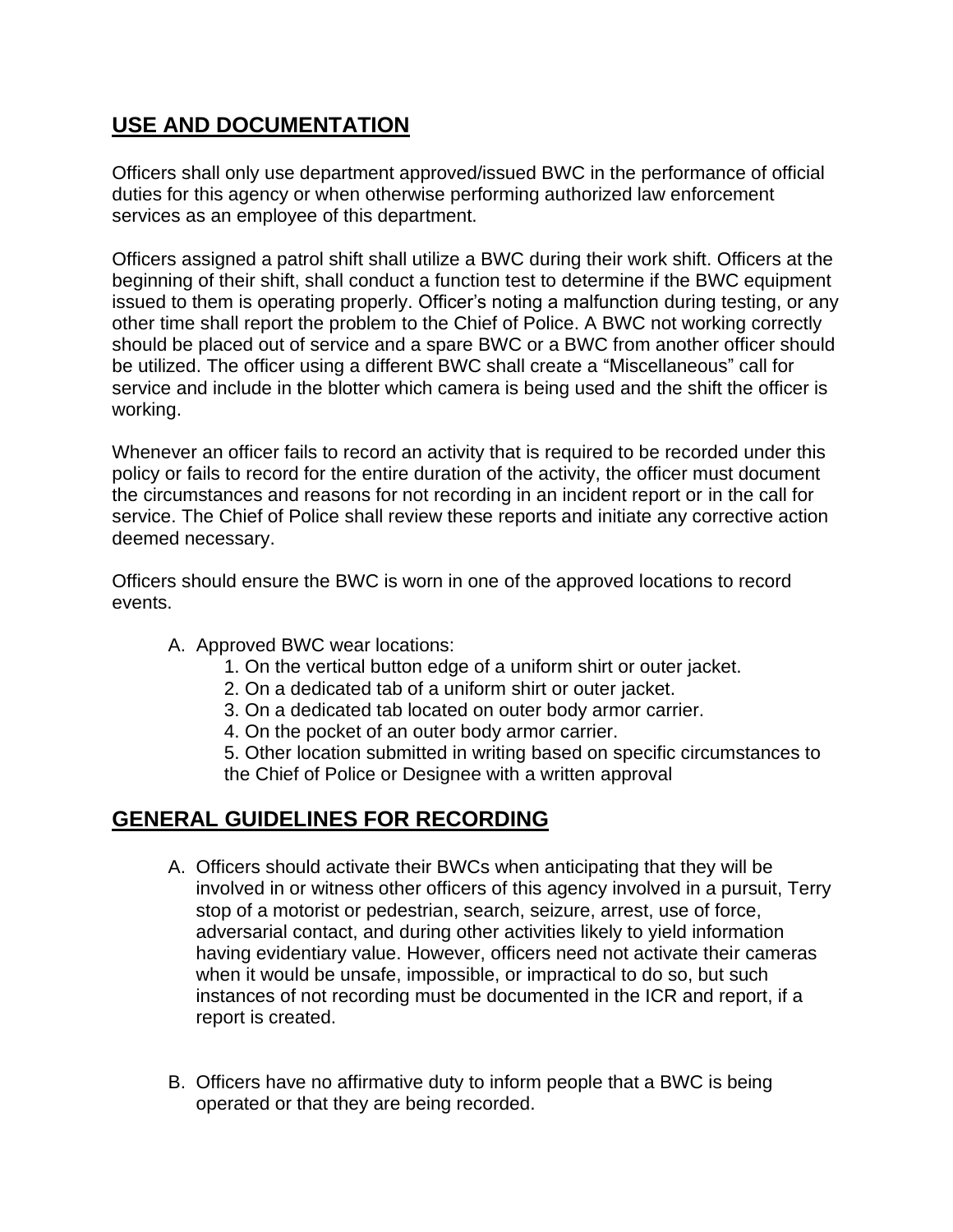## USE AND DOCUMENTATION

Officers shall only use department approved/issued BWC in the performance of official duties for this agency or when otherwise performing authorized law enforcement services as an employee of this department.

Officers assigned a patrol shift shall utilize a BWC during their work shift. Officers at the beginning of their shift, shall conduct a function test to determine if the BWC equipment issued to them is operating properly. Officer's noting a malfunction during testing, or any other time shall report the problem to the Chief of Police. A BWC not working correctly should be placed out of service and a spare BWC or a BWC from another officer should be utilized. The officer using a different BWC shall create a "Miscellaneous" call for service and include in the blotter which camera is being used and the shift the officer is working.

Whenever an officer fails to record an activity that is required to be recorded under this policy or fails to record for the entire duration of the activity, the officer must document the circumstances and reasons for not recording in an incident report or in the call for service. The Chief of Police shall review these reports and initiate any corrective action deemed necessary.

Officers should ensure the BWC is worn in one of the approved locations to record events.

A. Approved BWC wear locations:
    1. On the vertical button edge of a uniform shirt or outer jacket.
    2. On a dedicated tab of a uniform shirt or outer jacket.
    3. On a dedicated tab located on outer body armor carrier.
    4. On the pocket of an outer body armor carrier.
    5. Other location submitted in writing based on specific circumstances to the Chief of Police or Designee with a written approval

## GENERAL GUIDELINES FOR RECORDING

A. Officers should activate their BWCs when anticipating that they will be involved in or witness other officers of this agency involved in a pursuit, Terry stop of a motorist or pedestrian, search, seizure, arrest, use of force, adversarial contact, and during other activities likely to yield information having evidentiary value. However, officers need not activate their cameras when it would be unsafe, impossible, or impractical to do so, but such instances of not recording must be documented in the ICR and report, if a report is created.

B. Officers have no affirmative duty to inform people that a BWC is being operated or that they are being recorded.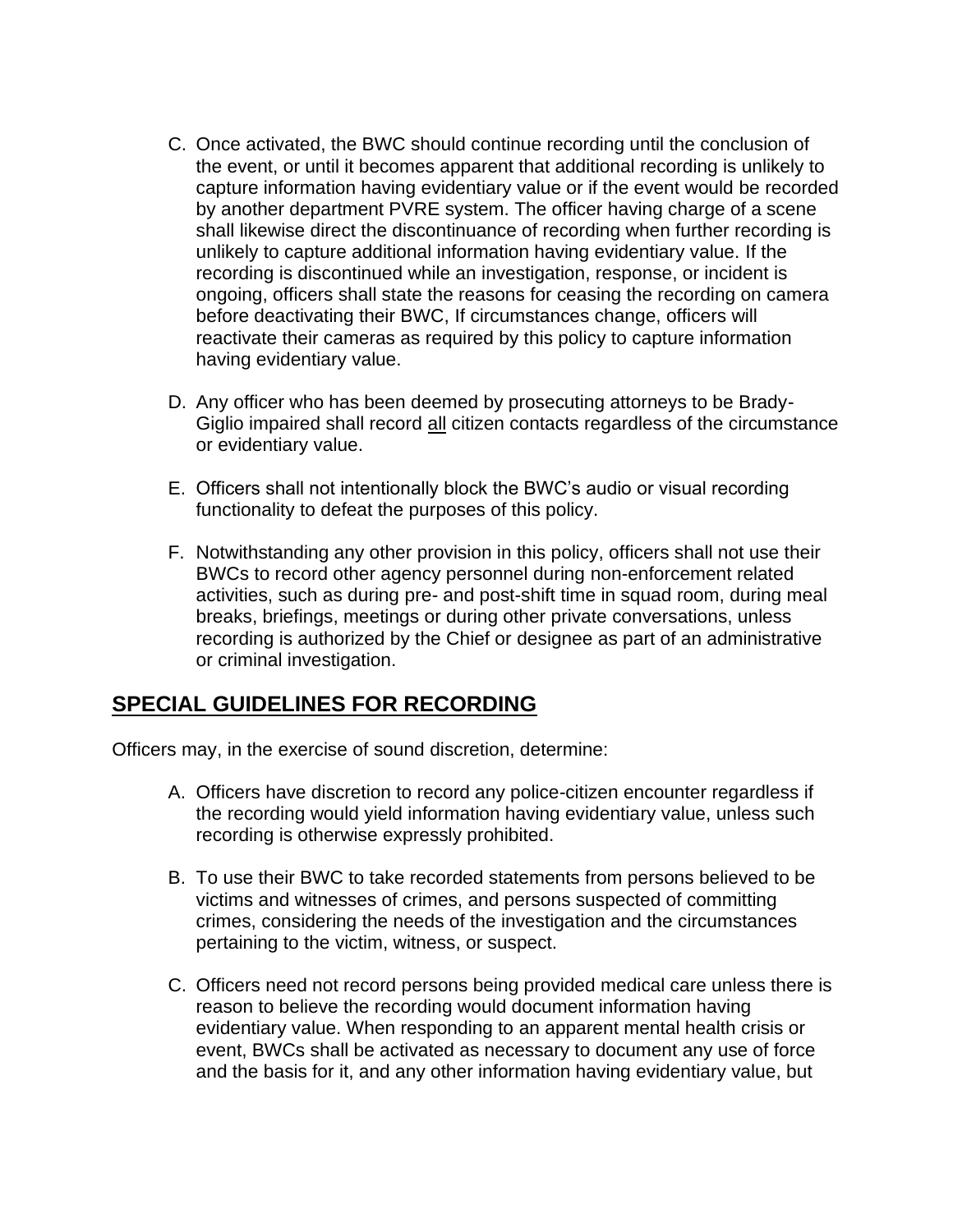C. Once activated, the BWC should continue recording until the conclusion of the event, or until it becomes apparent that additional recording is unlikely to capture information having evidentiary value or if the event would be recorded by another department PVRE system. The officer having charge of a scene shall likewise direct the discontinuance of recording when further recording is unlikely to capture additional information having evidentiary value. If the recording is discontinued while an investigation, response, or incident is ongoing, officers shall state the reasons for ceasing the recording on camera before deactivating their BWC, If circumstances change, officers will reactivate their cameras as required by this policy to capture information having evidentiary value.

D. Any officer who has been deemed by prosecuting attorneys to be Brady-Giglio impaired shall record <u>all</u> citizen contacts regardless of the circumstance or evidentiary value.

E. Officers shall not intentionally block the BWC's audio or visual recording functionality to defeat the purposes of this policy.

F. Notwithstanding any other provision in this policy, officers shall not use their BWCs to record other agency personnel during non-enforcement related activities, such as during pre- and post-shift time in squad room, during meal breaks, briefings, meetings or during other private conversations, unless recording is authorized by the Chief or designee as part of an administrative or criminal investigation.

## <u>SPECIAL GUIDELINES FOR RECORDING</u>

Officers may, in the exercise of sound discretion, determine:

A. Officers have discretion to record any police-citizen encounter regardless if the recording would yield information having evidentiary value, unless such recording is otherwise expressly prohibited.

B. To use their BWC to take recorded statements from persons believed to be victims and witnesses of crimes, and persons suspected of committing crimes, considering the needs of the investigation and the circumstances pertaining to the victim, witness, or suspect.

C. Officers need not record persons being provided medical care unless there is reason to believe the recording would document information having evidentiary value. When responding to an apparent mental health crisis or event, BWCs shall be activated as necessary to document any use of force and the basis for it, and any other information having evidentiary value, but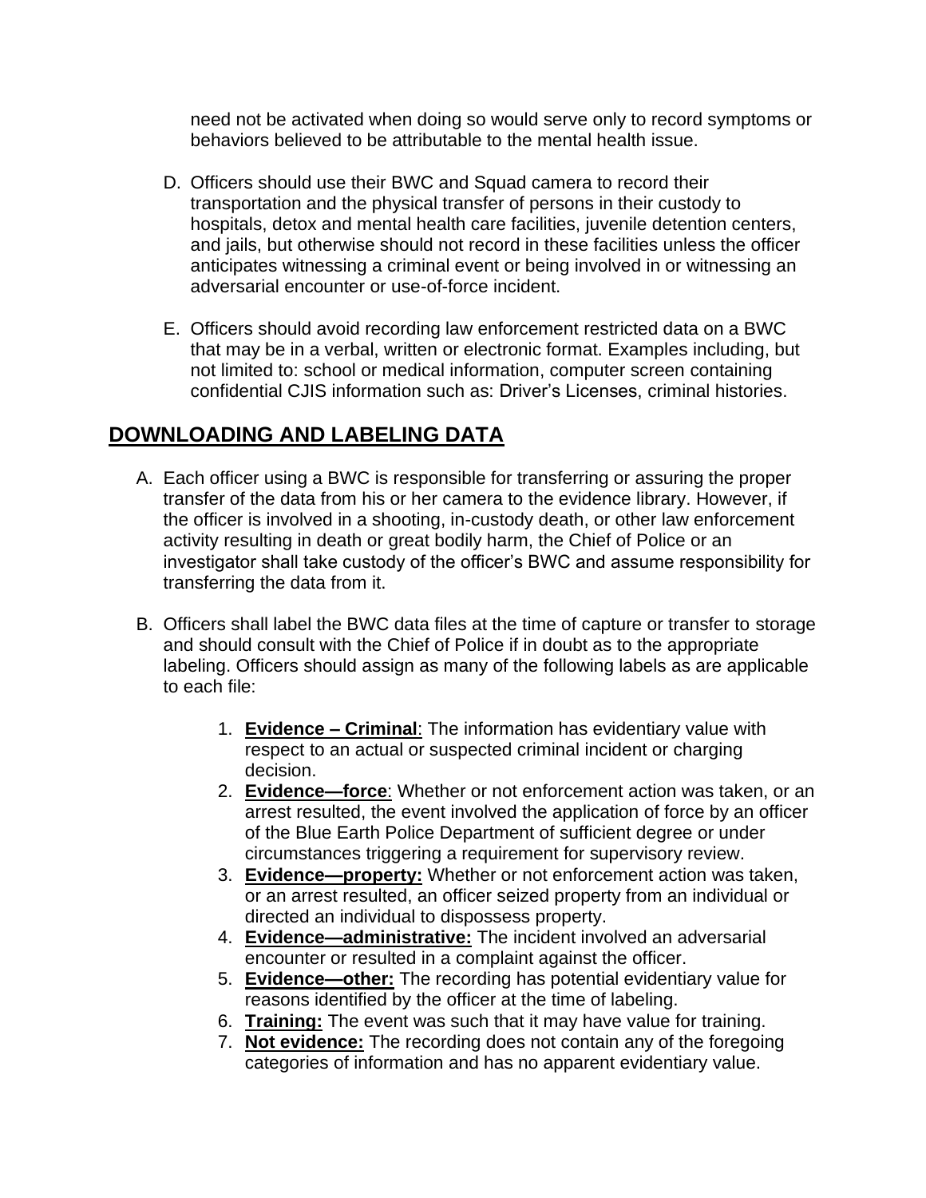need not be activated when doing so would serve only to record symptoms or behaviors believed to be attributable to the mental health issue.

D. Officers should use their BWC and Squad camera to record their transportation and the physical transfer of persons in their custody to hospitals, detox and mental health care facilities, juvenile detention centers, and jails, but otherwise should not record in these facilities unless the officer anticipates witnessing a criminal event or being involved in or witnessing an adversarial encounter or use-of-force incident.

E. Officers should avoid recording law enforcement restricted data on a BWC that may be in a verbal, written or electronic format. Examples including, but not limited to: school or medical information, computer screen containing confidential CJIS information such as: Driver's Licenses, criminal histories.

## DOWNLOADING AND LABELING DATA

A. Each officer using a BWC is responsible for transferring or assuring the proper transfer of the data from his or her camera to the evidence library. However, if the officer is involved in a shooting, in-custody death, or other law enforcement activity resulting in death or great bodily harm, the Chief of Police or an investigator shall take custody of the officer's BWC and assume responsibility for transferring the data from it.

B. Officers shall label the BWC data files at the time of capture or transfer to storage and should consult with the Chief of Police if in doubt as to the appropriate labeling. Officers should assign as many of the following labels as are applicable to each file:

1. **Evidence – Criminal**: The information has evidentiary value with respect to an actual or suspected criminal incident or charging decision.
2. **Evidence—force**: Whether or not enforcement action was taken, or an arrest resulted, the event involved the application of force by an officer of the Blue Earth Police Department of sufficient degree or under circumstances triggering a requirement for supervisory review.
3. **Evidence—property:** Whether or not enforcement action was taken, or an arrest resulted, an officer seized property from an individual or directed an individual to dispossess property.
4. **Evidence—administrative:** The incident involved an adversarial encounter or resulted in a complaint against the officer.
5. **Evidence—other:** The recording has potential evidentiary value for reasons identified by the officer at the time of labeling.
6. **Training:** The event was such that it may have value for training.
7. **Not evidence:** The recording does not contain any of the foregoing categories of information and has no apparent evidentiary value.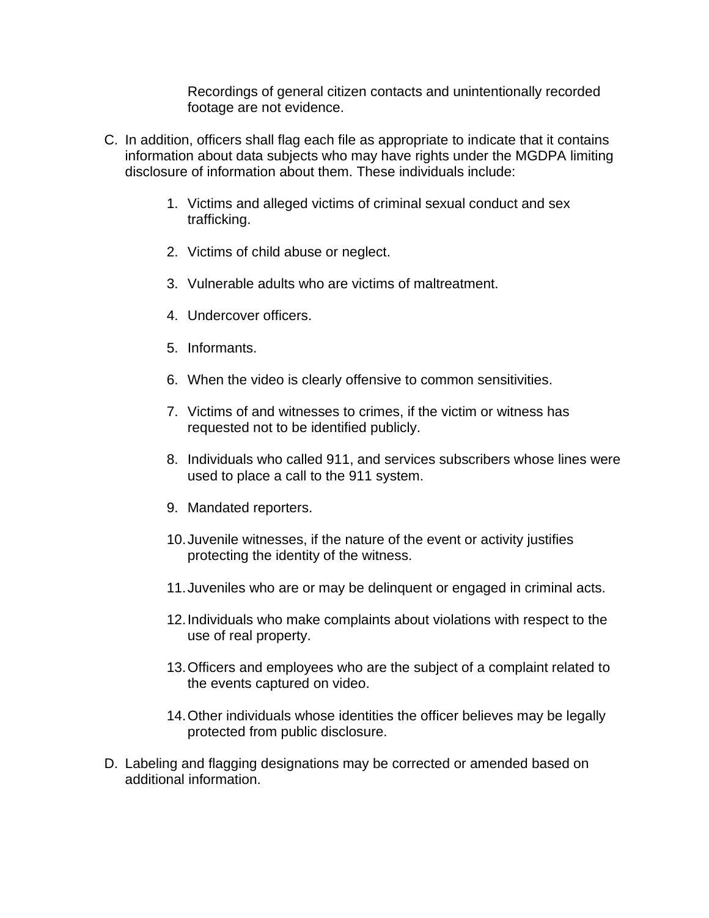Recordings of general citizen contacts and unintentionally recorded footage are not evidence.

C. In addition, officers shall flag each file as appropriate to indicate that it contains information about data subjects who may have rights under the MGDPA limiting disclosure of information about them. These individuals include:

   1. Victims and alleged victims of criminal sexual conduct and sex trafficking.

   2. Victims of child abuse or neglect.

   3. Vulnerable adults who are victims of maltreatment.

   4. Undercover officers.

   5. Informants.

   6. When the video is clearly offensive to common sensitivities.

   7. Victims of and witnesses to crimes, if the victim or witness has requested not to be identified publicly.

   8. Individuals who called 911, and services subscribers whose lines were used to place a call to the 911 system.

   9. Mandated reporters.

   10. Juvenile witnesses, if the nature of the event or activity justifies protecting the identity of the witness.

   11. Juveniles who are or may be delinquent or engaged in criminal acts.

   12. Individuals who make complaints about violations with respect to the use of real property.

   13. Officers and employees who are the subject of a complaint related to the events captured on video.

   14. Other individuals whose identities the officer believes may be legally protected from public disclosure.

D. Labeling and flagging designations may be corrected or amended based on additional information.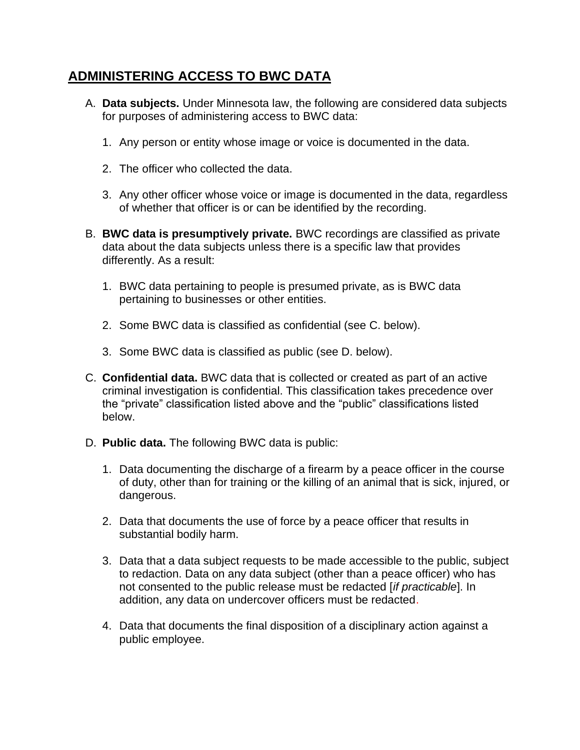## ADMINISTERING ACCESS TO BWC DATA

A. **Data subjects.** Under Minnesota law, the following are considered data subjects for purposes of administering access to BWC data:

   1. Any person or entity whose image or voice is documented in the data.

   2. The officer who collected the data.

   3. Any other officer whose voice or image is documented in the data, regardless of whether that officer is or can be identified by the recording.

B. **BWC data is presumptively private.** BWC recordings are classified as private data about the data subjects unless there is a specific law that provides differently. As a result:

   1. BWC data pertaining to people is presumed private, as is BWC data pertaining to businesses or other entities.

   2. Some BWC data is classified as confidential (see C. below).

   3. Some BWC data is classified as public (see D. below).

C. **Confidential data.** BWC data that is collected or created as part of an active criminal investigation is confidential. This classification takes precedence over the "private" classification listed above and the "public" classifications listed below.

D. **Public data.** The following BWC data is public:

   1. Data documenting the discharge of a firearm by a peace officer in the course of duty, other than for training or the killing of an animal that is sick, injured, or dangerous.

   2. Data that documents the use of force by a peace officer that results in substantial bodily harm.

   3. Data that a data subject requests to be made accessible to the public, subject to redaction. Data on any data subject (other than a peace officer) who has not consented to the public release must be redacted [*if practicable*]. In addition, any data on undercover officers must be redacted.

   4. Data that documents the final disposition of a disciplinary action against a public employee.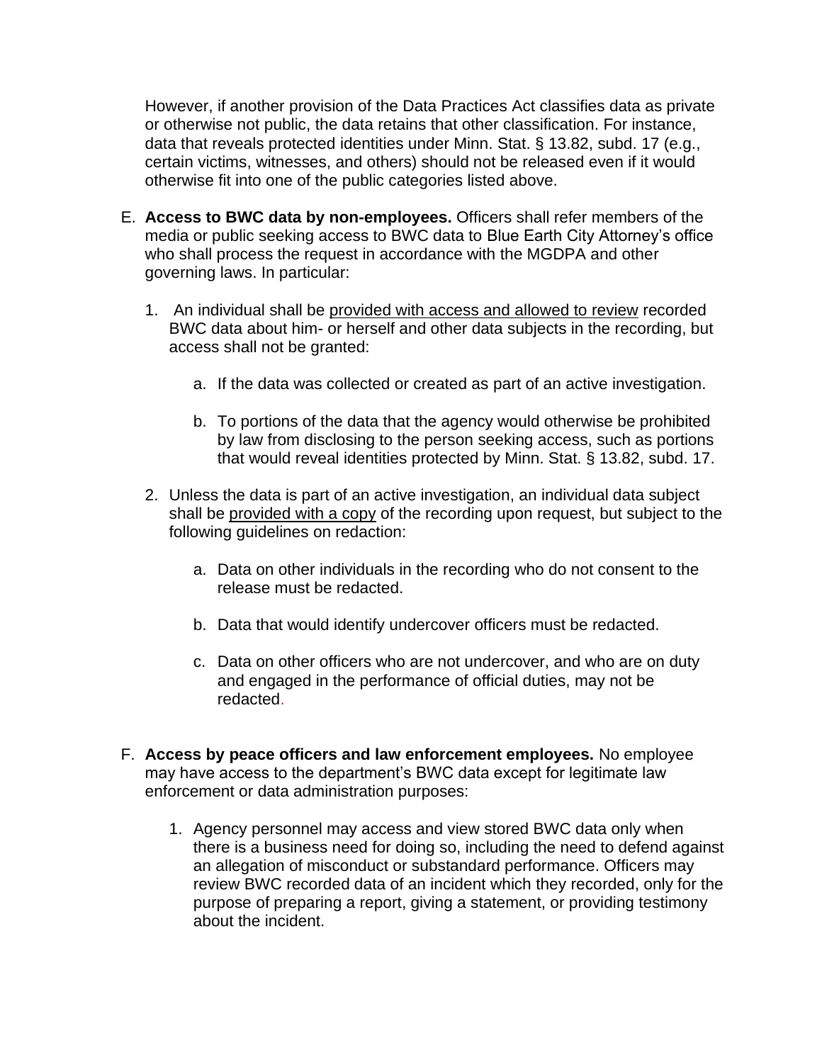However, if another provision of the Data Practices Act classifies data as private or otherwise not public, the data retains that other classification. For instance, data that reveals protected identities under Minn. Stat. § 13.82, subd. 17 (e.g., certain victims, witnesses, and others) should not be released even if it would otherwise fit into one of the public categories listed above.

E. **Access to BWC data by non-employees.** Officers shall refer members of the media or public seeking access to BWC data to Blue Earth City Attorney's office who shall process the request in accordance with the MGDPA and other governing laws. In particular:

   1. An individual shall be <u>provided with access and allowed to review</u> recorded BWC data about him- or herself and other data subjects in the recording, but access shall not be granted:

      a. If the data was collected or created as part of an active investigation.

      b. To portions of the data that the agency would otherwise be prohibited by law from disclosing to the person seeking access, such as portions that would reveal identities protected by Minn. Stat. § 13.82, subd. 17.

   2. Unless the data is part of an active investigation, an individual data subject shall be <u>provided with a copy</u> of the recording upon request, but subject to the following guidelines on redaction:

      a. Data on other individuals in the recording who do not consent to the release must be redacted.

      b. Data that would identify undercover officers must be redacted.

      c. Data on other officers who are not undercover, and who are on duty and engaged in the performance of official duties, may not be redacted.

F. **Access by peace officers and law enforcement employees.** No employee may have access to the department's BWC data except for legitimate law enforcement or data administration purposes:

   1. Agency personnel may access and view stored BWC data only when there is a business need for doing so, including the need to defend against an allegation of misconduct or substandard performance. Officers may review BWC recorded data of an incident which they recorded, only for the purpose of preparing a report, giving a statement, or providing testimony about the incident.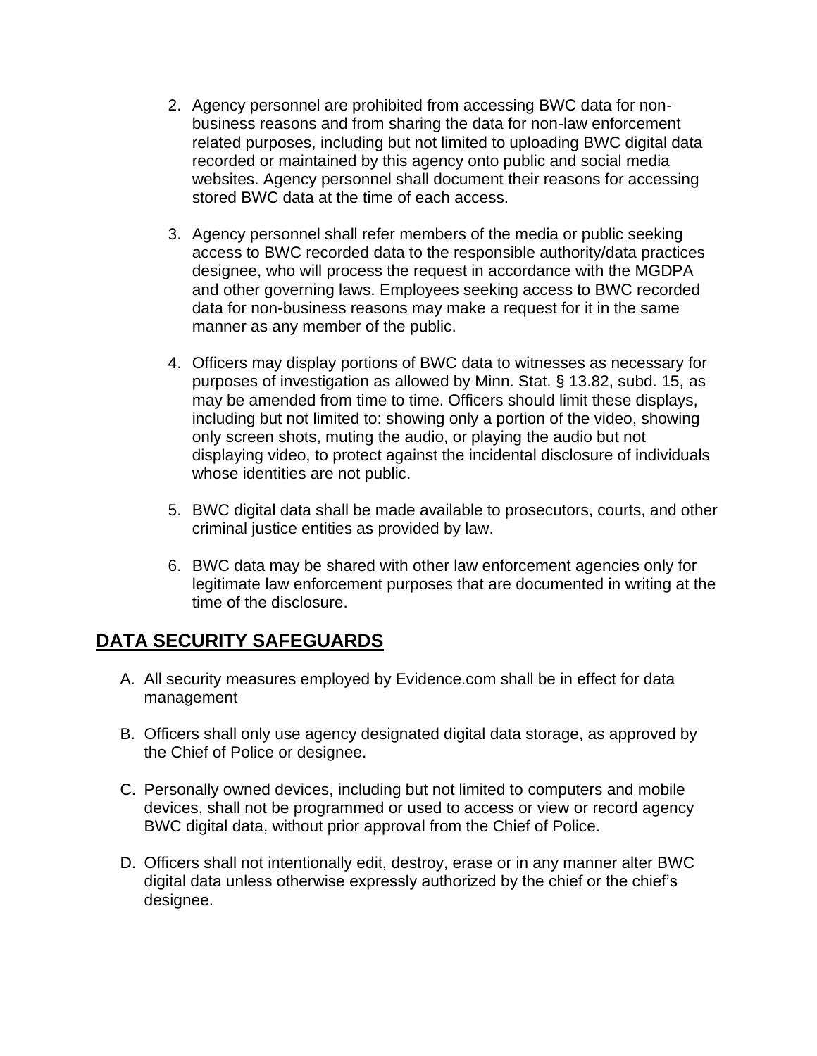2. Agency personnel are prohibited from accessing BWC data for non-business reasons and from sharing the data for non-law enforcement related purposes, including but not limited to uploading BWC digital data recorded or maintained by this agency onto public and social media websites. Agency personnel shall document their reasons for accessing stored BWC data at the time of each access.

3. Agency personnel shall refer members of the media or public seeking access to BWC recorded data to the responsible authority/data practices designee, who will process the request in accordance with the MGDPA and other governing laws. Employees seeking access to BWC recorded data for non-business reasons may make a request for it in the same manner as any member of the public.

4. Officers may display portions of BWC data to witnesses as necessary for purposes of investigation as allowed by Minn. Stat. § 13.82, subd. 15, as may be amended from time to time. Officers should limit these displays, including but not limited to: showing only a portion of the video, showing only screen shots, muting the audio, or playing the audio but not displaying video, to protect against the incidental disclosure of individuals whose identities are not public.

5. BWC digital data shall be made available to prosecutors, courts, and other criminal justice entities as provided by law.

6. BWC data may be shared with other law enforcement agencies only for legitimate law enforcement purposes that are documented in writing at the time of the disclosure.

## DATA SECURITY SAFEGUARDS

A. All security measures employed by Evidence.com shall be in effect for data management

B. Officers shall only use agency designated digital data storage, as approved by the Chief of Police or designee.

C. Personally owned devices, including but not limited to computers and mobile devices, shall not be programmed or used to access or view or record agency BWC digital data, without prior approval from the Chief of Police.

D. Officers shall not intentionally edit, destroy, erase or in any manner alter BWC digital data unless otherwise expressly authorized by the chief or the chief's designee.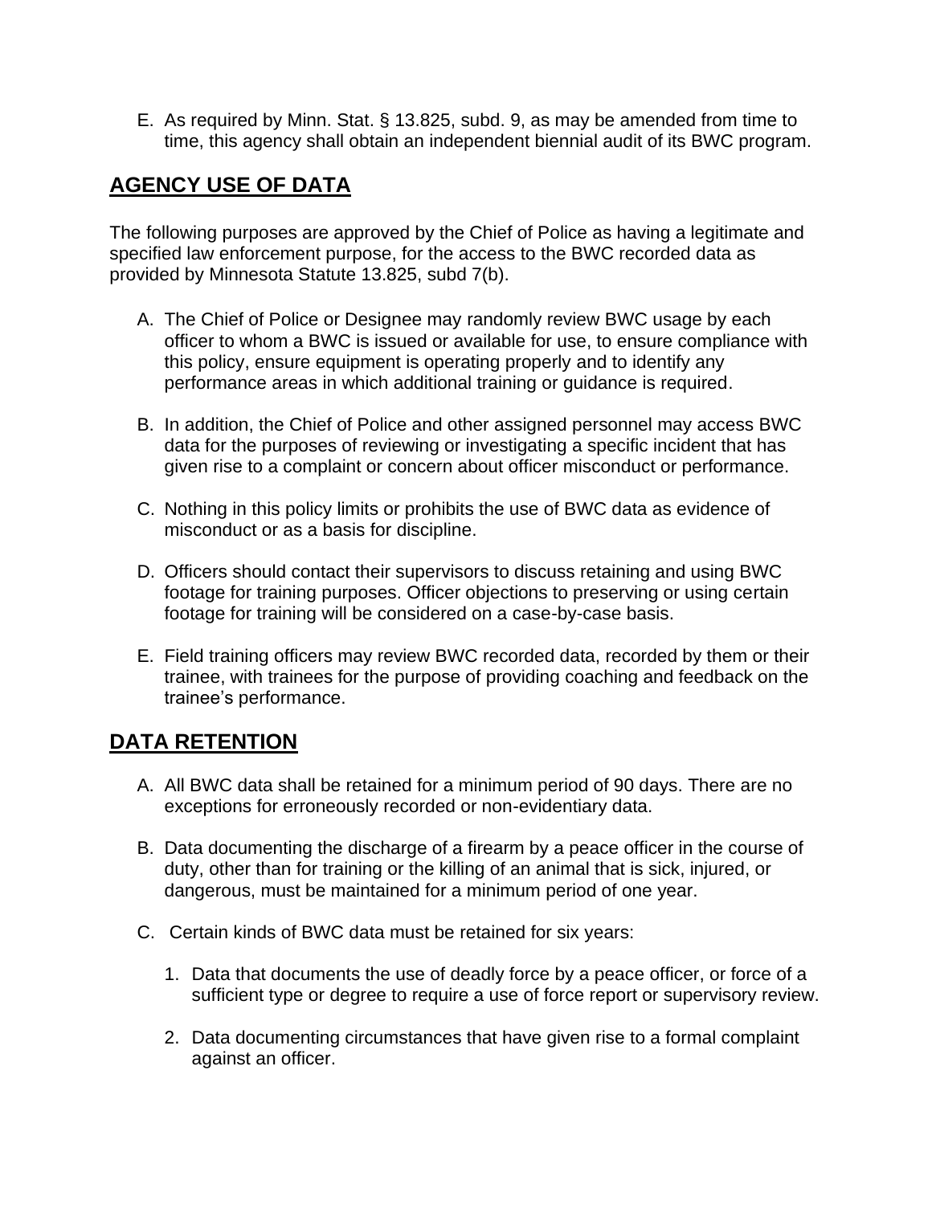E. As required by Minn. Stat. § 13.825, subd. 9, as may be amended from time to time, this agency shall obtain an independent biennial audit of its BWC program.

## AGENCY USE OF DATA

The following purposes are approved by the Chief of Police as having a legitimate and specified law enforcement purpose, for the access to the BWC recorded data as provided by Minnesota Statute 13.825, subd 7(b).

A. The Chief of Police or Designee may randomly review BWC usage by each officer to whom a BWC is issued or available for use, to ensure compliance with this policy, ensure equipment is operating properly and to identify any performance areas in which additional training or guidance is required.

B. In addition, the Chief of Police and other assigned personnel may access BWC data for the purposes of reviewing or investigating a specific incident that has given rise to a complaint or concern about officer misconduct or performance.

C. Nothing in this policy limits or prohibits the use of BWC data as evidence of misconduct or as a basis for discipline.

D. Officers should contact their supervisors to discuss retaining and using BWC footage for training purposes. Officer objections to preserving or using certain footage for training will be considered on a case-by-case basis.

E. Field training officers may review BWC recorded data, recorded by them or their trainee, with trainees for the purpose of providing coaching and feedback on the trainee's performance.

## DATA RETENTION

A. All BWC data shall be retained for a minimum period of 90 days. There are no exceptions for erroneously recorded or non-evidentiary data.

B. Data documenting the discharge of a firearm by a peace officer in the course of duty, other than for training or the killing of an animal that is sick, injured, or dangerous, must be maintained for a minimum period of one year.

C. Certain kinds of BWC data must be retained for six years:

   1. Data that documents the use of deadly force by a peace officer, or force of a sufficient type or degree to require a use of force report or supervisory review.

   2. Data documenting circumstances that have given rise to a formal complaint against an officer.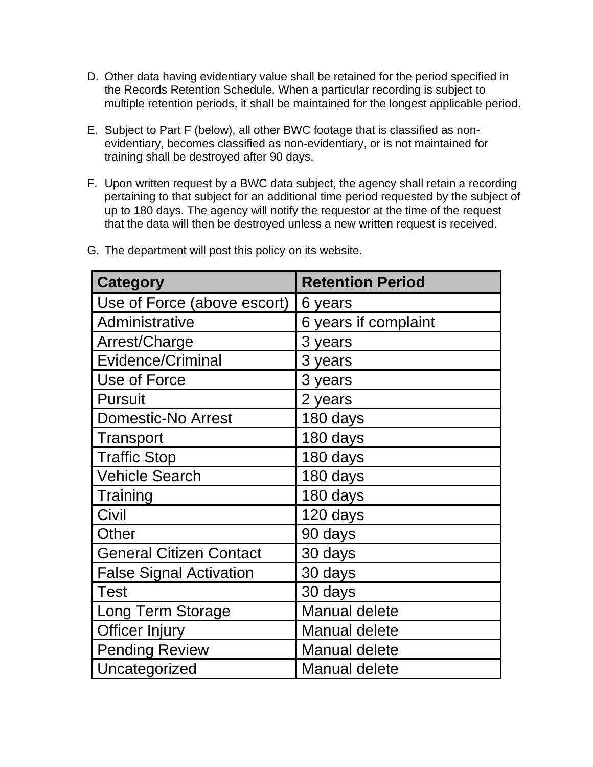D. Other data having evidentiary value shall be retained for the period specified in the Records Retention Schedule. When a particular recording is subject to multiple retention periods, it shall be maintained for the longest applicable period.

E. Subject to Part F (below), all other BWC footage that is classified as non-evidentiary, becomes classified as non-evidentiary, or is not maintained for training shall be destroyed after 90 days.

F. Upon written request by a BWC data subject, the agency shall retain a recording pertaining to that subject for an additional time period requested by the subject of up to 180 days. The agency will notify the requestor at the time of the request that the data will then be destroyed unless a new written request is received.

G. The department will post this policy on its website.

| Category | Retention Period |
| --- | --- |
| Use of Force (above escort) | 6 years |
| Administrative | 6 years if complaint |
| Arrest/Charge | 3 years |
| Evidence/Criminal | 3 years |
| Use of Force | 3 years |
| Pursuit | 2 years |
| Domestic-No Arrest | 180 days |
| Transport | 180 days |
| Traffic Stop | 180 days |
| Vehicle Search | 180 days |
| Training | 180 days |
| Civil | 120 days |
| Other | 90 days |
| General Citizen Contact | 30 days |
| False Signal Activation | 30 days |
| Test | 30 days |
| Long Term Storage | Manual delete |
| Officer Injury | Manual delete |
| Pending Review | Manual delete |
| Uncategorized | Manual delete |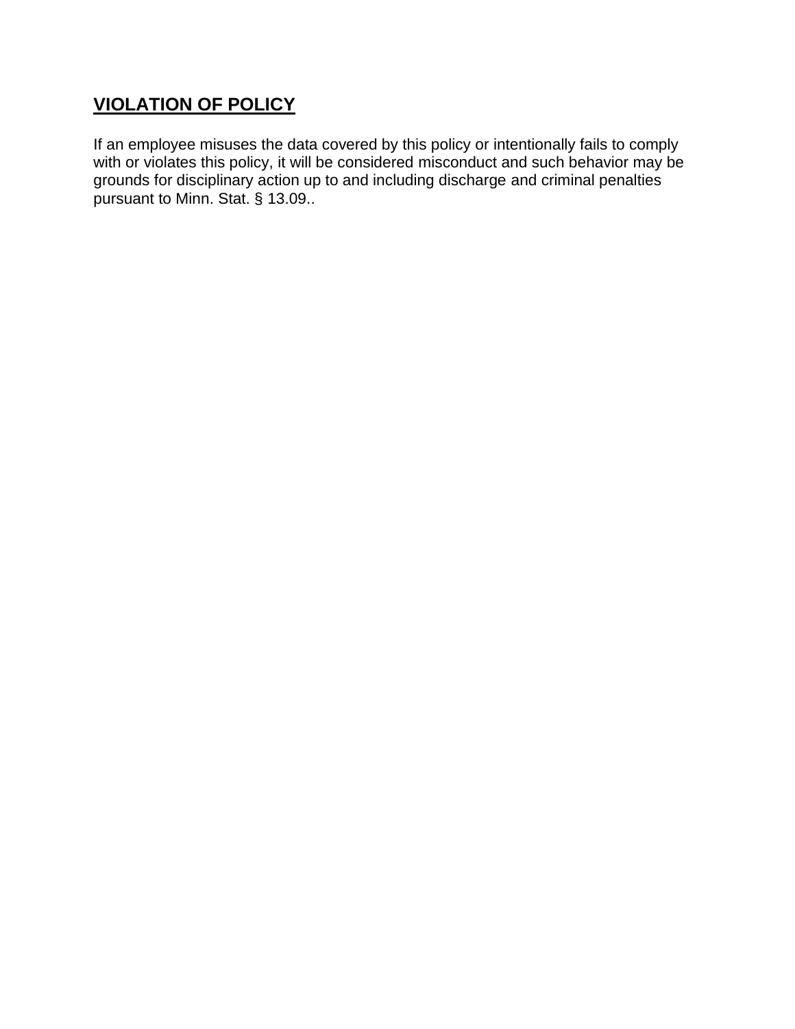## VIOLATION OF POLICY

If an employee misuses the data covered by this policy or intentionally fails to comply with or violates this policy, it will be considered misconduct and such behavior may be grounds for disciplinary action up to and including discharge and criminal penalties pursuant to Minn. Stat. § 13.09..